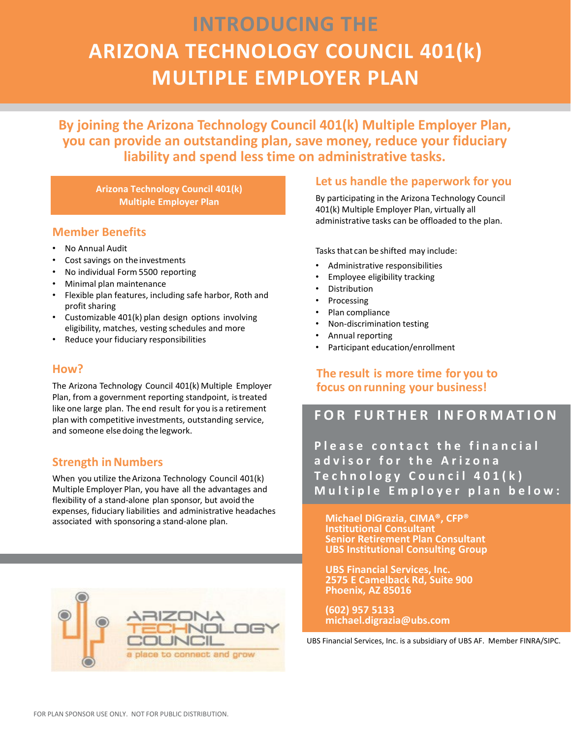# INTRODUCING THE ARIZONA TECHNOLOGY COUNCIL 401(k) MULTIPLE EMPLOYER PLAN

**By joining the Arizona Technology Council 401(k) Multiple Employer Plan, you can provide an outstanding plan, save money, reduce your fiduciary liability and spend less time on administrative tasks.**

**Arizona Technology Council 401(k) Multiple Employer Plan**

## Member Benefits

- No Annual Audit
- Cost savings on the investments
- No individual Form 5500 reporting
- Minimal plan maintenance
- Flexible plan features, including safe harbor, Roth and profit sharing
- Customizable 401(k) plan design options involving eligibility, matches, vesting schedules and more
- Reduce your fiduciary responsibilities

## How?

The Arizona Technology Council 401(k) Multiple Employer Plan, from a government reporting standpoint, is treated like one large plan. The end result for you is a retirement plan with competitive investments, outstanding service, and someone else doing the legwork.

## Strength in Numbers

When you utilize the Arizona Technology Council 401(k) Multiple Employer Plan, you have all the advantages and flexibility of a stand-alone plan sponsor, but avoid the expenses, fiduciary liabilities and administrative headaches associated with sponsoring a stand-alone plan.

## Let us handle the paperwork for you

By participating in the Arizona Technology Council 401(k) Multiple Employer Plan, virtually all administrative tasks can be offloaded to the plan.

Tasks that can be shifted may include:

- Administrative responsibilities
- Employee eligibility tracking
- Distribution
- Processing
- Plan compliance
- Non-discrimination testing
- Annual reporting
- Participant education/enrollment

**The result is more time for you to focus on running your business!**

## FOR FURTHER INFORMATION

**Please contact the financial advisor for the Arizona Technology Council 401(k) Multiple Employer plan below:**

**Michael DiGrazia, CIMA®, CFP®**
**Institutional Consultant**
**Senior Retirement Plan Consultant**
**UBS Institutional Consulting Group**

**UBS Financial Services, Inc.**
**2575 E Camelback Rd, Suite 900**
**Phoenix, AZ 85016**

**(602) 957 5133**
**michael.digrazia@ubs.com**

UBS Financial Services, Inc. is a subsidiary of UBS AF. Member FINRA/SIPC.

ARIZONA TECHNOLOGY COUNCIL
a place to connect and grow

FOR PLAN SPONSOR USE ONLY. NOT FOR PUBLIC DISTRIBUTION.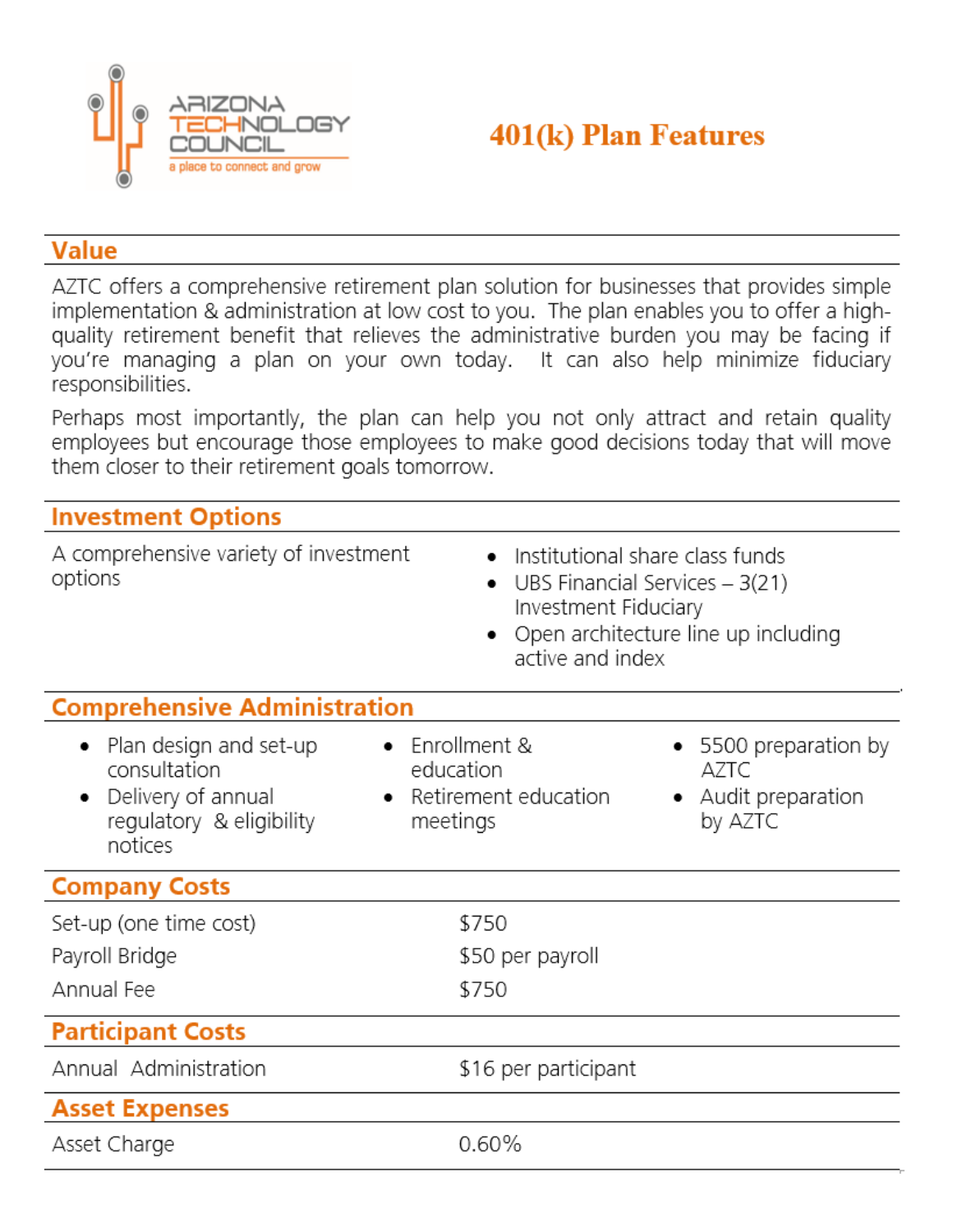ARIZONA TECHNOLOGY COUNCIL
a place to connect and grow

# 401(k) Plan Features

## Value

AZTC offers a comprehensive retirement plan solution for businesses that provides simple implementation & administration at low cost to you. The plan enables you to offer a high-quality retirement benefit that relieves the administrative burden you may be facing if you're managing a plan on your own today. It can also help minimize fiduciary responsibilities.

Perhaps most importantly, the plan can help you not only attract and retain quality employees but encourage those employees to make good decisions today that will move them closer to their retirement goals tomorrow.

## Investment Options

A comprehensive variety of investment options

- Institutional share class funds
- UBS Financial Services – 3(21) Investment Fiduciary
- Open architecture line up including active and index

## Comprehensive Administration

- Plan design and set-up consultation
- Delivery of annual regulatory & eligibility notices
- Enrollment & education
- Retirement education meetings
- 5500 preparation by AZTC
- Audit preparation by AZTC

## Company Costs

| | |
|---|---|
| Set-up (one time cost) | $750 |
| Payroll Bridge | $50 per payroll |
| Annual Fee | $750 |

## Participant Costs

| | |
|---|---|
| Annual Administration | $16 per participant |

## Asset Expenses

| | |
|---|---|
| Asset Charge | 0.60% |